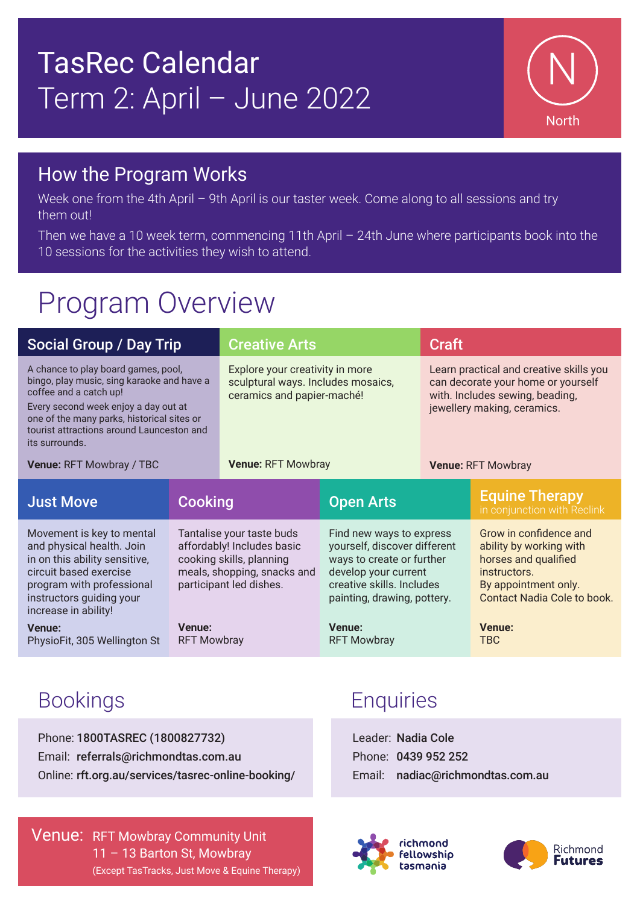# TasRec Calendar
# Term 2: April – June 2022

N
North

## How the Program Works

Week one from the 4th April – 9th April is our taster week. Come along to all sessions and try them out!

Then we have a 10 week term, commencing 11th April – 24th June where participants book into the 10 sessions for the activities they wish to attend.

# Program Overview

### Social Group / Day Trip

A chance to play board games, pool, bingo, play music, sing karaoke and have a coffee and a catch up!

Every second week enjoy a day out at one of the many parks, historical sites or tourist attractions around Launceston and its surrounds.

**Venue:** RFT Mowbray / TBC

### Creative Arts

Explore your creativity in more sculptural ways. Includes mosaics, ceramics and papier-maché!

**Venue:** RFT Mowbray

### Craft

Learn practical and creative skills you can decorate your home or yourself with. Includes sewing, beading, jewellery making, ceramics.

**Venue:** RFT Mowbray

### Just Move

Movement is key to mental and physical health. Join in on this ability sensitive, circuit based exercise program with professional instructors guiding your increase in ability!

**Venue:**
PhysioFit, 305 Wellington St

### Cooking

Tantalise your taste buds affordably! Includes basic cooking skills, planning meals, shopping, snacks and participant led dishes.

**Venue:**
RFT Mowbray

### Open Arts

Find new ways to express yourself, discover different ways to create or further develop your current creative skills. Includes painting, drawing, pottery.

**Venue:**
RFT Mowbray

### Equine Therapy
in conjunction with Reclink

Grow in confidence and ability by working with horses and qualified instructors.
By appointment only.
Contact Nadia Cole to book.

**Venue:**
TBC

## Bookings

Phone: 1800TASREC (1800827732)
Email: referrals@richmondtas.com.au
Online: rft.org.au/services/tasrec-online-booking/

## Enquiries

Leader: Nadia Cole
Phone: 0439 952 252
Email: nadiac@richmondtas.com.au

Venue: RFT Mowbray Community Unit
11 – 13 Barton St, Mowbray
(Except TasTracks, Just Move & Equine Therapy)

richmond fellowship tasmania

Richmond Futures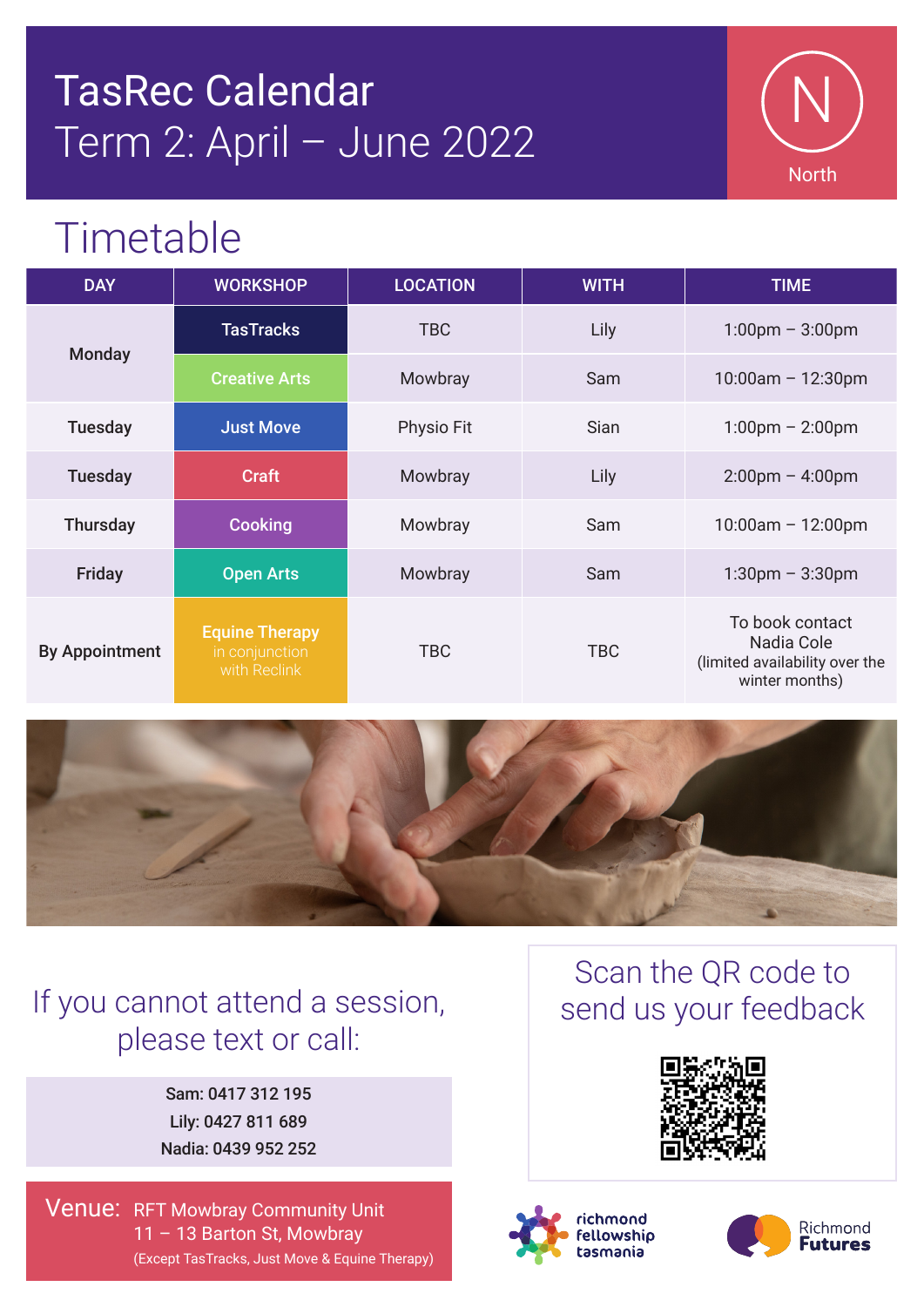# TasRec Calendar
## Term 2: April – June 2022

N
North

## Timetable

| DAY | WORKSHOP | LOCATION | WITH | TIME |
|---|---|---|---|---|
| Monday | TasTracks | TBC | Lily | 1:00pm – 3:00pm |
| | Creative Arts | Mowbray | Sam | 10:00am – 12:30pm |
| Tuesday | Just Move | Physio Fit | Sian | 1:00pm – 2:00pm |
| Tuesday | Craft | Mowbray | Lily | 2:00pm – 4:00pm |
| Thursday | Cooking | Mowbray | Sam | 10:00am – 12:00pm |
| Friday | Open Arts | Mowbray | Sam | 1:30pm – 3:30pm |
| By Appointment | Equine Therapy in conjunction with Reclink | TBC | TBC | To book contact Nadia Cole (limited availability over the winter months) |

If you cannot attend a session, please text or call:

**Sam: 0417 312 195**
**Lily: 0427 811 689**
**Nadia: 0439 952 252**

Venue: RFT Mowbray Community Unit
11 – 13 Barton St, Mowbray
(Except TasTracks, Just Move & Equine Therapy)

Scan the QR code to send us your feedback

richmond fellowship tasmania

Richmond Futures